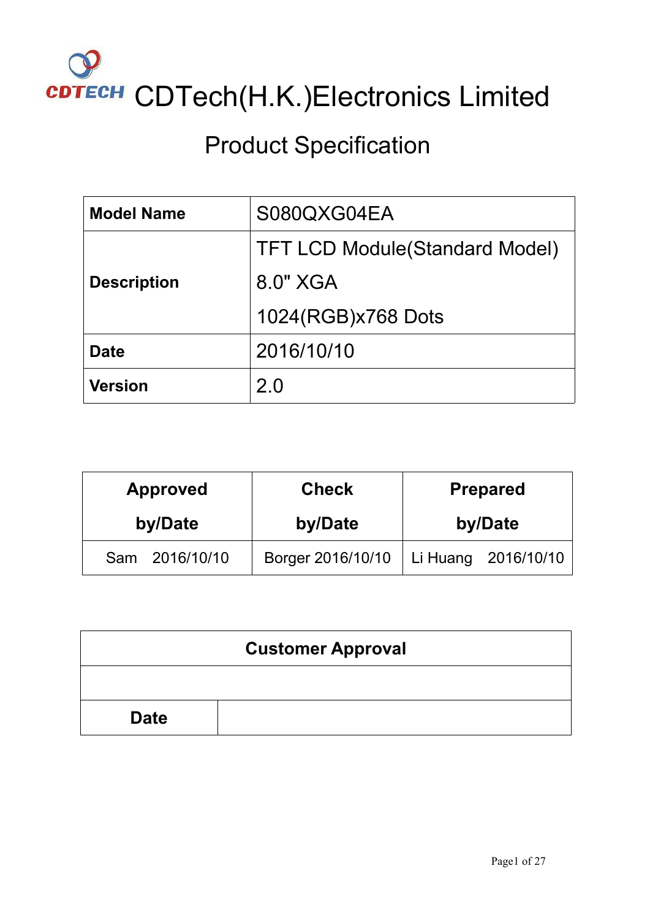CDTECH

# CDTech(H.K.)Electronics Limited

## Product Specification

| **Model Name** | S080QXG04EA |
|---|---|
| **Description** | TFT LCD Module(Standard Model)<br>8.0" XGA<br>1024(RGB)x768 Dots |
| **Date** | 2016/10/10 |
| **Version** | 2.0 |

| **Approved by/Date** | **Check by/Date** | **Prepared by/Date** |
|---|---|---|
| Sam 2016/10/10 | Borger 2016/10/10 | Li Huang 2016/10/10 |

| **Customer Approval** | |
|---|---|
| | |
| **Date** | |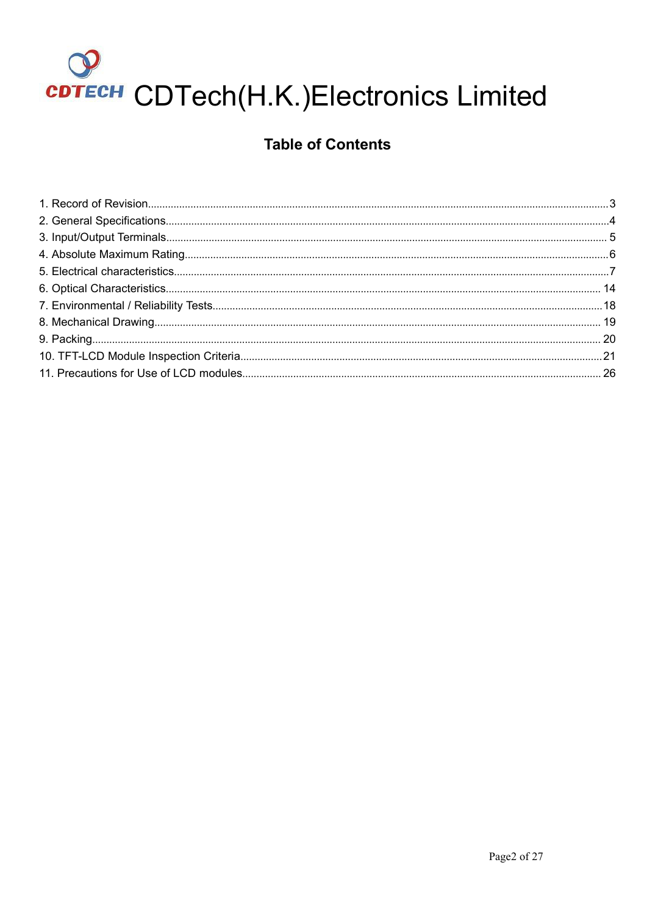CDTECH CDTech(H.K.)Electronics Limited

# Table of Contents

1. Record of Revision..........3
2. General Specifications..........4
3. Input/Output Terminals..........5
4. Absolute Maximum Rating..........6
5. Electrical characteristics..........7
6. Optical Characteristics..........14
7. Environmental / Reliability Tests..........18
8. Mechanical Drawing..........19
9. Packing..........20
10. TFT-LCD Module Inspection Criteria..........21
11. Precautions for Use of LCD modules..........26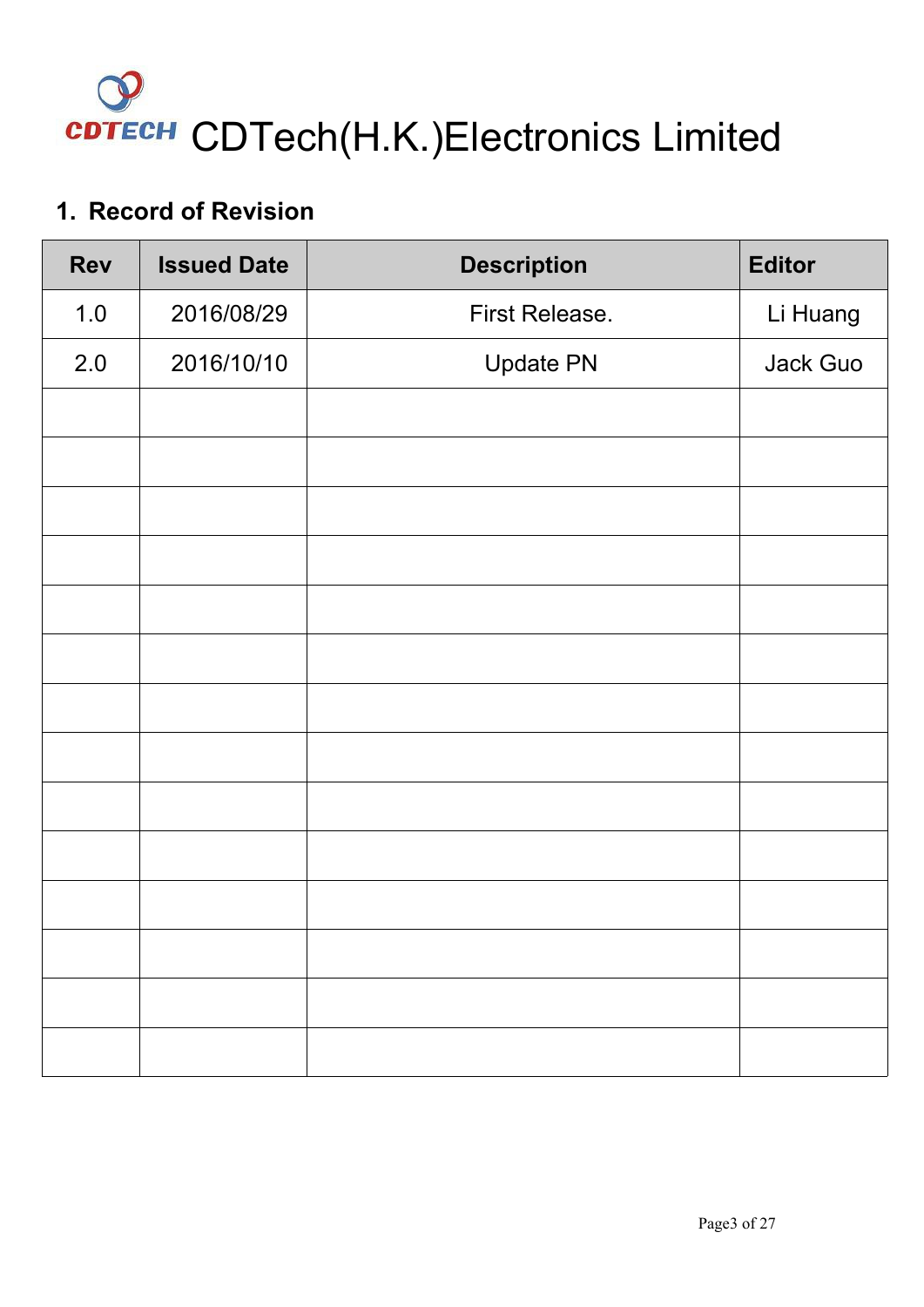CDTECH CDTech(H.K.)Electronics Limited

## 1. Record of Revision

| Rev | Issued Date | Description | Editor |
|---|---|---|---|
| 1.0 | 2016/08/29 | First Release. | Li Huang |
| 2.0 | 2016/10/10 | Update PN | Jack Guo |
| | | | |
| | | | |
| | | | |
| | | | |
| | | | |
| | | | |
| | | | |
| | | | |
| | | | |
| | | | |
| | | | |
| | | | |
| | | | |
| | | | |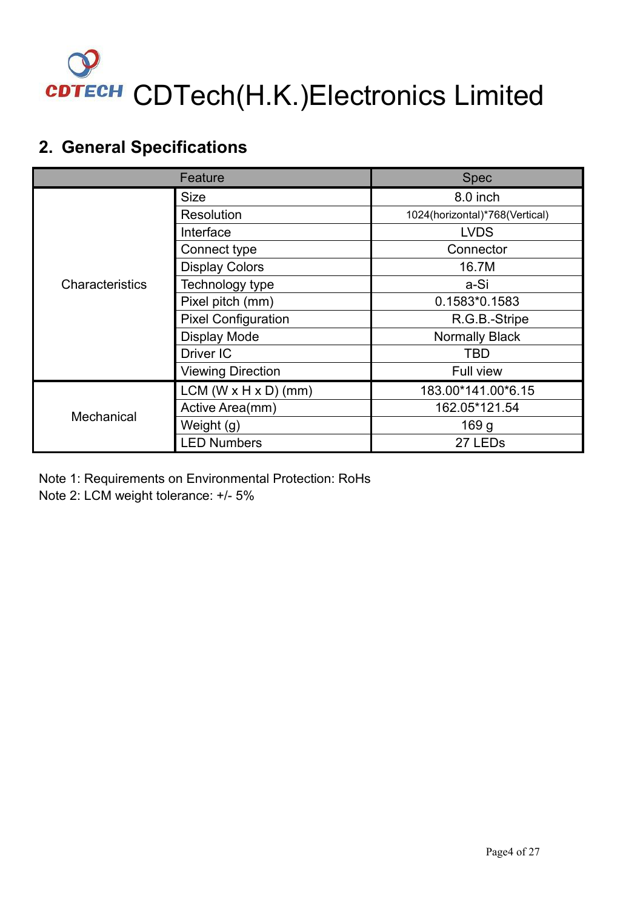CDTech(H.K.)Electronics Limited

## 2. General Specifications

| Feature | | Spec |
|---|---|---|
| Characteristics | Size | 8.0 inch |
| | Resolution | 1024(horizontal)*768(Vertical) |
| | Interface | LVDS |
| | Connect type | Connector |
| | Display Colors | 16.7M |
| | Technology type | a-Si |
| | Pixel pitch (mm) | 0.1583*0.1583 |
| | Pixel Configuration | R.G.B.-Stripe |
| | Display Mode | Normally Black |
| | Driver IC | TBD |
| | Viewing Direction | Full view |
| Mechanical | LCM (W x H x D) (mm) | 183.00*141.00*6.15 |
| | Active Area(mm) | 162.05*121.54 |
| | Weight (g) | 169 g |
| | LED Numbers | 27 LEDs |

Note 1: Requirements on Environmental Protection: RoHs
Note 2: LCM weight tolerance: +/- 5%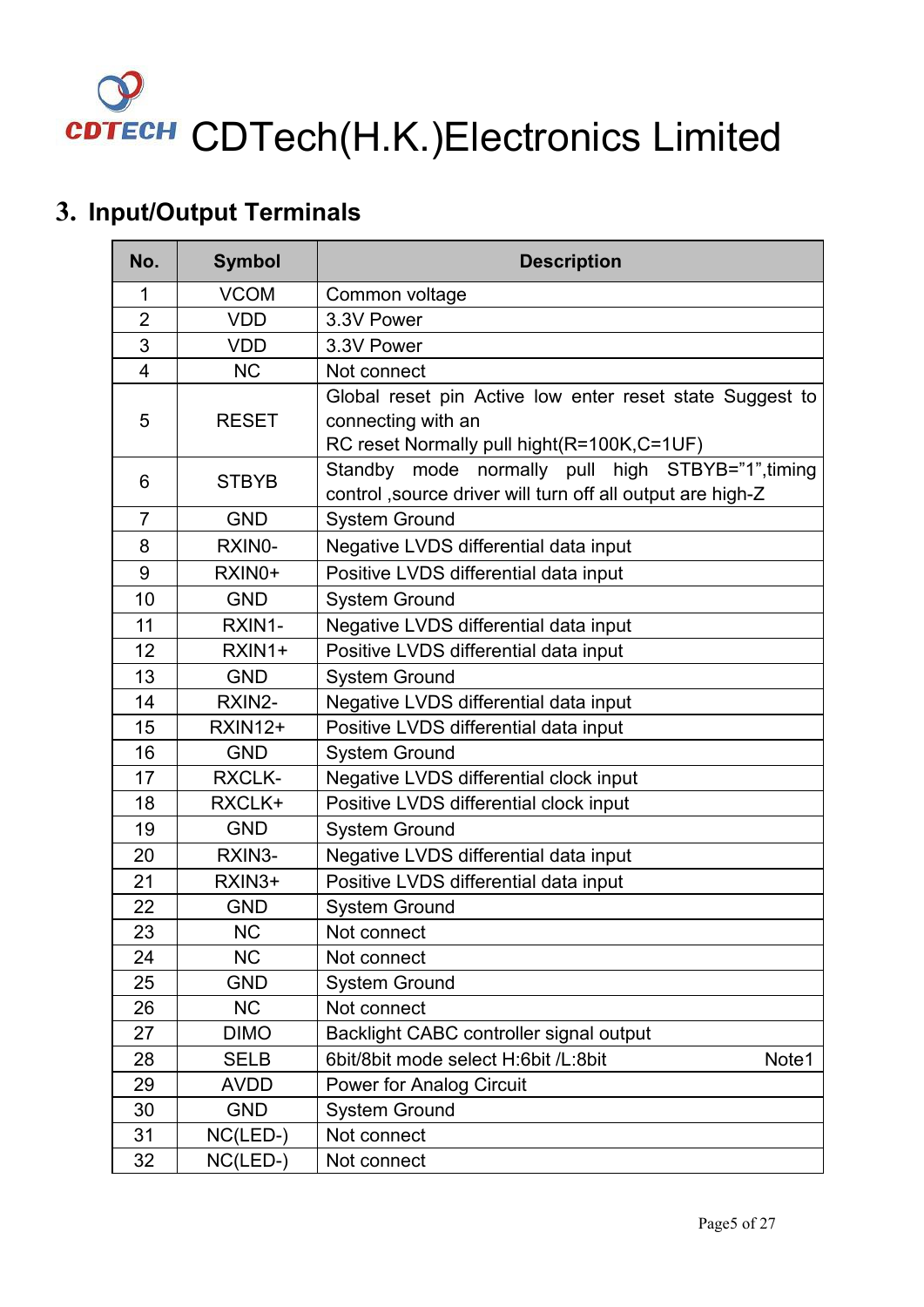# CDTech(H.K.)Electronics Limited

## 3. Input/Output Terminals

| No. | Symbol | Description |
|---|---|---|
| 1 | VCOM | Common voltage |
| 2 | VDD | 3.3V Power |
| 3 | VDD | 3.3V Power |
| 4 | NC | Not connect |
| 5 | RESET | Global reset pin Active low enter reset state Suggest to connecting with an RC reset Normally pull hight(R=100K,C=1UF) |
| 6 | STBYB | Standby mode normally pull high STBYB="1",timing control ,source driver will turn off all output are high-Z |
| 7 | GND | System Ground |
| 8 | RXIN0- | Negative LVDS differential data input |
| 9 | RXIN0+ | Positive LVDS differential data input |
| 10 | GND | System Ground |
| 11 | RXIN1- | Negative LVDS differential data input |
| 12 | RXIN1+ | Positive LVDS differential data input |
| 13 | GND | System Ground |
| 14 | RXIN2- | Negative LVDS differential data input |
| 15 | RXIN12+ | Positive LVDS differential data input |
| 16 | GND | System Ground |
| 17 | RXCLK- | Negative LVDS differential clock input |
| 18 | RXCLK+ | Positive LVDS differential clock input |
| 19 | GND | System Ground |
| 20 | RXIN3- | Negative LVDS differential data input |
| 21 | RXIN3+ | Positive LVDS differential data input |
| 22 | GND | System Ground |
| 23 | NC | Not connect |
| 24 | NC | Not connect |
| 25 | GND | System Ground |
| 26 | NC | Not connect |
| 27 | DIMO | Backlight CABC controller signal output |
| 28 | SELB | 6bit/8bit mode select H:6bit /L:8bit Note1 |
| 29 | AVDD | Power for Analog Circuit |
| 30 | GND | System Ground |
| 31 | NC(LED-) | Not connect |
| 32 | NC(LED-) | Not connect |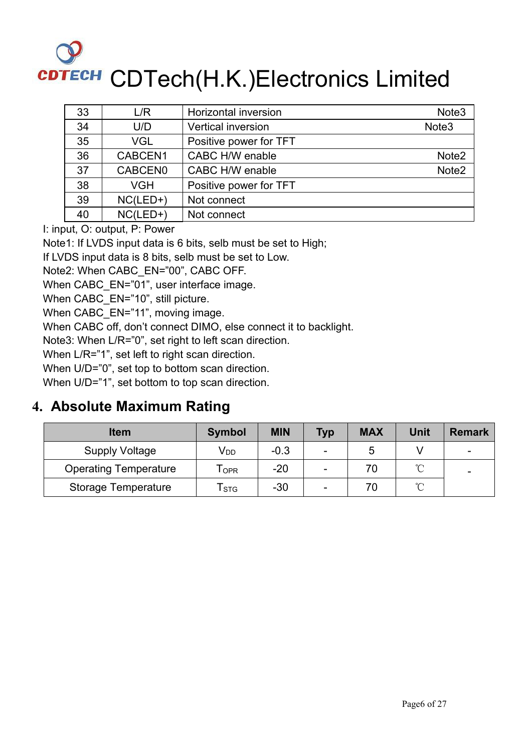| 33 | L/R | Horizontal inversion Note3 |
|---|---|---|
| 34 | U/D | Vertical inversion Note3 |
| 35 | VGL | Positive power for TFT |
| 36 | CABCEN1 | CABC H/W enable Note2 |
| 37 | CABCEN0 | CABC H/W enable Note2 |
| 38 | VGH | Positive power for TFT |
| 39 | NC(LED+) | Not connect |
| 40 | NC(LED+) | Not connect |

I: input, O: output, P: Power

Note1: If LVDS input data is 6 bits, selb must be set to High;
If LVDS input data is 8 bits, selb must be set to Low.

Note2: When CABC_EN="00", CABC OFF.
When CABC_EN="01", user interface image.
When CABC_EN="10", still picture.
When CABC_EN="11", moving image.
When CABC off, don't connect DIMO, else connect it to backlight.

Note3: When L/R="0", set right to left scan direction.
When L/R="1", set left to right scan direction.
When U/D="0", set top to bottom scan direction.
When U/D="1", set bottom to top scan direction.

## 4. Absolute Maximum Rating

| Item | Symbol | MIN | Typ | MAX | Unit | Remark |
|---|---|---|---|---|---|---|
| Supply Voltage | $V_{DD}$ | -0.3 | - | 5 | V | - |
| Operating Temperature | $T_{OPR}$ | -20 | - | 70 | ℃ | - |
| Storage Temperature | $T_{STG}$ | -30 | - | 70 | ℃ | |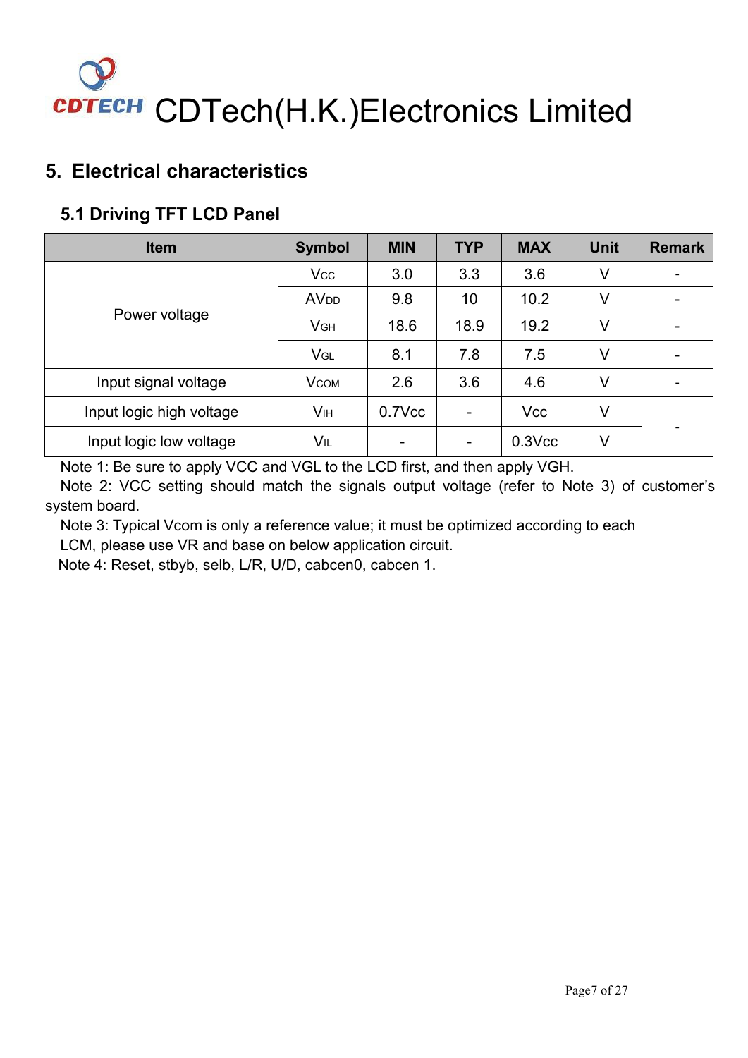# 5. Electrical characteristics

## 5.1 Driving TFT LCD Panel

| Item | Symbol | MIN | TYP | MAX | Unit | Remark |
|---|---|---|---|---|---|---|
| Power voltage | $V_{CC}$ | 3.0 | 3.3 | 3.6 | V | - |
| | $AV_{DD}$ | 9.8 | 10 | 10.2 | V | - |
| | $V_{GH}$ | 18.6 | 18.9 | 19.2 | V | - |
| | $V_{GL}$ | 8.1 | 7.8 | 7.5 | V | - |
| Input signal voltage | $V_{COM}$ | 2.6 | 3.6 | 4.6 | V | - |
| Input logic high voltage | $V_{IH}$ | 0.7Vcc | - | Vcc | V | - |
| Input logic low voltage | $V_{IL}$ | - | - | 0.3Vcc | V | |

Note 1: Be sure to apply VCC and VGL to the LCD first, and then apply VGH.

Note 2: VCC setting should match the signals output voltage (refer to Note 3) of customer's system board.

Note 3: Typical Vcom is only a reference value; it must be optimized according to each LCM, please use VR and base on below application circuit.

Note 4: Reset, stbyb, selb, L/R, U/D, cabcen0, cabcen 1.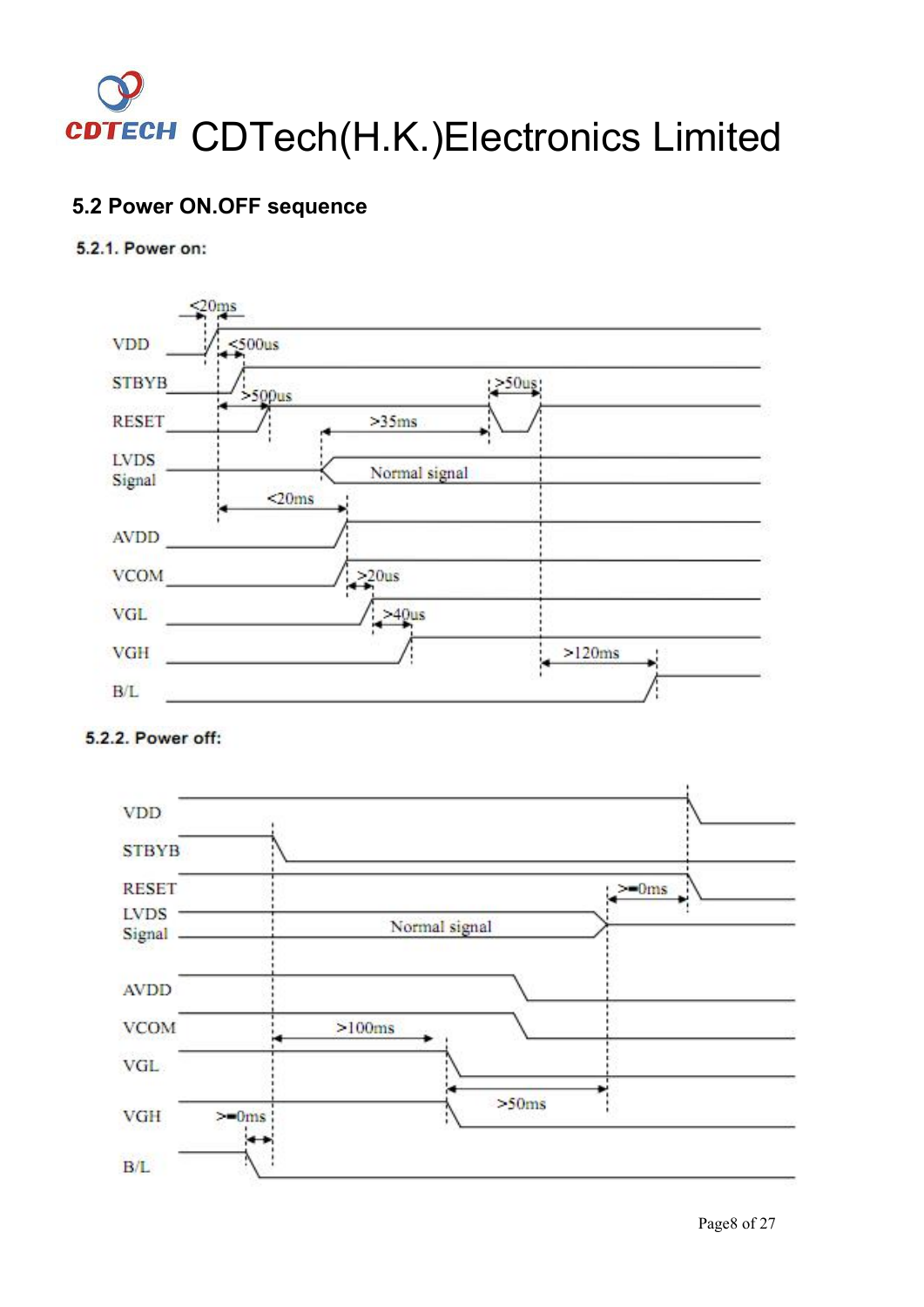## 5.2 Power ON.OFF sequence

### 5.2.1. Power on:

VDD

STBYB

RESET

LVDS Signal

AVDD

VCOM

VGL

VGH

B/L

<20ms

<500us

>500us

>35ms

>50us

Normal signal

<20ms

>20us

>40us

>120ms

### 5.2.2. Power off:

VDD

STBYB

RESET

LVDS Signal

AVDD

VCOM

VGL

VGH

B/L

>=0ms

Normal signal

>100ms

>50ms

>=0ms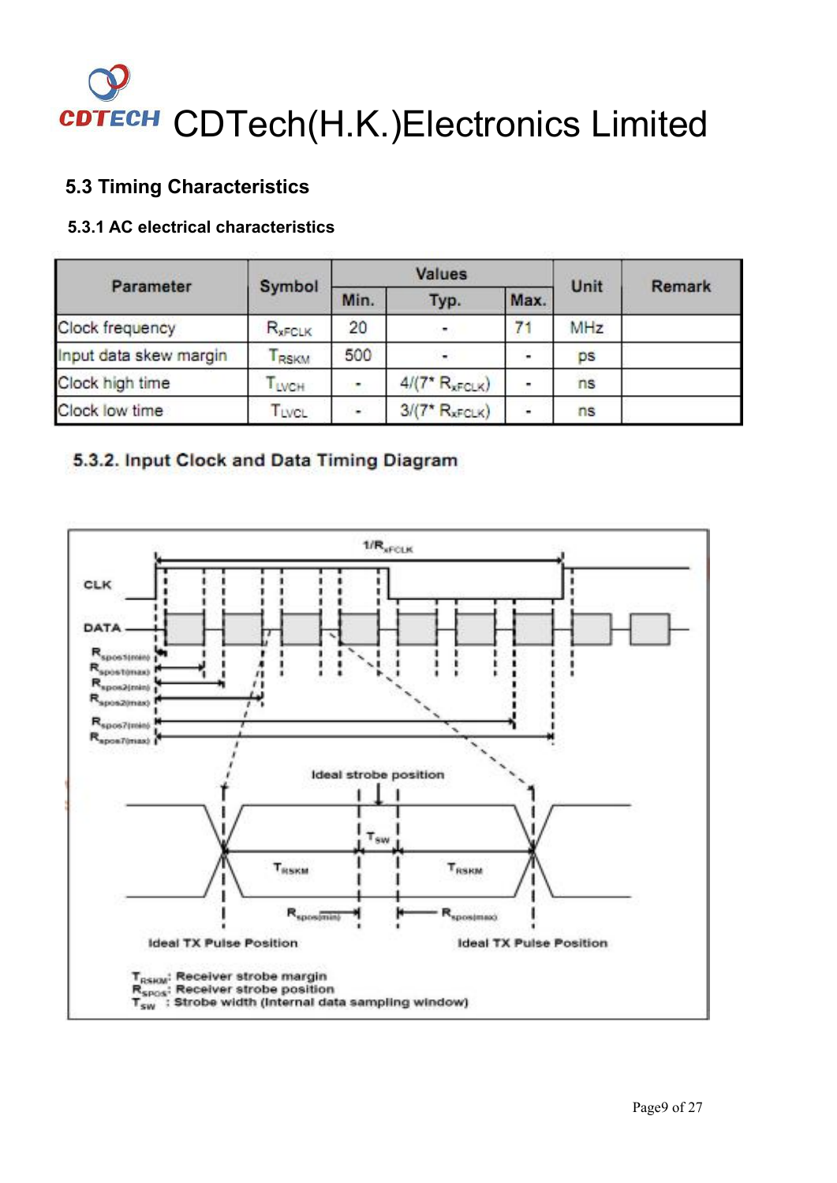## 5.3 Timing Characteristics

### 5.3.1 AC electrical characteristics

| Parameter | Symbol | Values | | | Unit | Remark |
|---|---|---|---|---|---|---|
| | | Min. | Typ. | Max. | | |
| Clock frequency | $R_{xFCLK}$ | 20 | - | 71 | MHz | |
| Input data skew margin | $T_{RSKM}$ | 500 | - | - | ps | |
| Clock high time | $T_{LVCH}$ | - | $4/(7^* R_{xFCLK})$ | - | ns | |
| Clock low time | $T_{LVCL}$ | - | $3/(7^* R_{xFCLK})$ | - | ns | |

### 5.3.2. Input Clock and Data Timing Diagram

$1/R_{xFCLK}$

CLK

DATA

$R_{spos1(min)}$
$R_{spos1(max)}$
$R_{spos2(min)}$
$R_{spos2(max)}$
$R_{spos7(min)}$
$R_{spos7(max)}$

Ideal strobe position

$T_{SW}$

$T_{RSKM}$ $T_{RSKM}$

$R_{spos(min)}$ $R_{spos(max)}$

Ideal TX Pulse Position Ideal TX Pulse Position

$T_{RSKM}$: Receiver strobe margin
$R_{SPOS}$: Receiver strobe position
$T_{SW}$ : Strobe width (Internal data sampling window)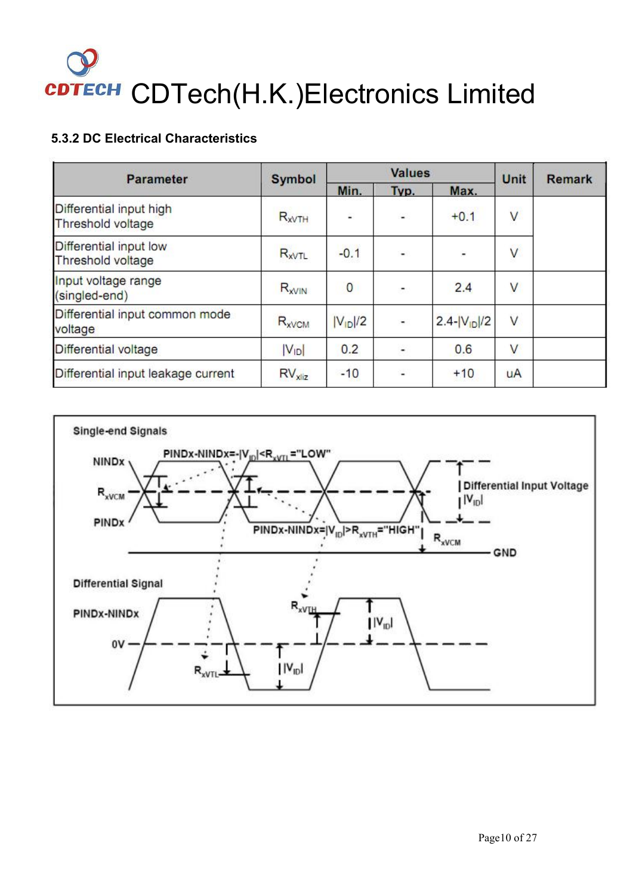### 5.3.2 DC Electrical Characteristics

| Parameter | Symbol | Values | | | Unit | Remark |
|---|---|---|---|---|---|---|
| | | Min. | Typ. | Max. | | |
| Differential input high Threshold voltage | $R_{xVTH}$ | - | - | +0.1 | V | |
| Differential input low Threshold voltage | $R_{xVTL}$ | -0.1 | - | - | V | |
| Input voltage range (singled-end) | $R_{xVIN}$ | 0 | - | 2.4 | V | |
| Differential input common mode voltage | $R_{xVCM}$ | $\|V_{ID}\|/2$ | - | $2.4-\|V_{ID}\|/2$ | V | |
| Differential voltage | $\|V_{ID}\|$ | 0.2 | - | 0.6 | V | |
| Differential input leakage current | $RV_{xliz}$ | -10 | - | +10 | uA | |

Single-end Signals

NINDx

$R_{xVCM}$

PINDx

$PINDx-NINDx=-|V_{ID}|<R_{xVTL}$="LOW"

$PINDx-NINDx=|V_{ID}|>R_{xVTH}$="HIGH"

Differential Input Voltage $|V_{ID}|$

$R_{xVCM}$

GND

Differential Signal

PINDx-NINDx

0V

$R_{xVTH}$

$|V_{ID}|$

$R_{xVTL}$

$|V_{ID}|$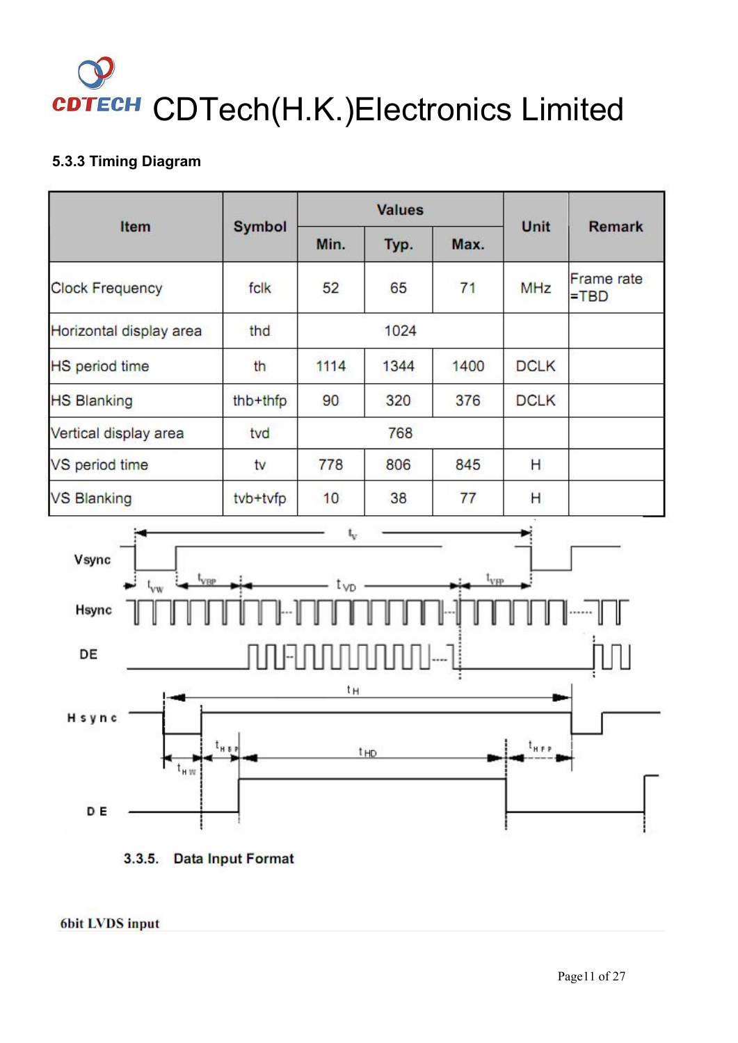### 5.3.3 Timing Diagram

| Item | Symbol | Values | | | Unit | Remark |
|---|---|---|---|---|---|---|
| | | Min. | Typ. | Max. | | |
| Clock Frequency | fclk | 52 | 65 | 71 | MHz | Frame rate =TBD |
| Horizontal display area | thd | 1024 | | | | |
| HS period time | th | 1114 | 1344 | 1400 | DCLK | |
| HS Blanking | thb+thfp | 90 | 320 | 376 | DCLK | |
| Vertical display area | tvd | 768 | | | | |
| VS period time | tv | 778 | 806 | 845 | H | |
| VS Blanking | tvb+tvfp | 10 | 38 | 77 | H | |

### 3.3.5. Data Input Format

**6bit LVDS input**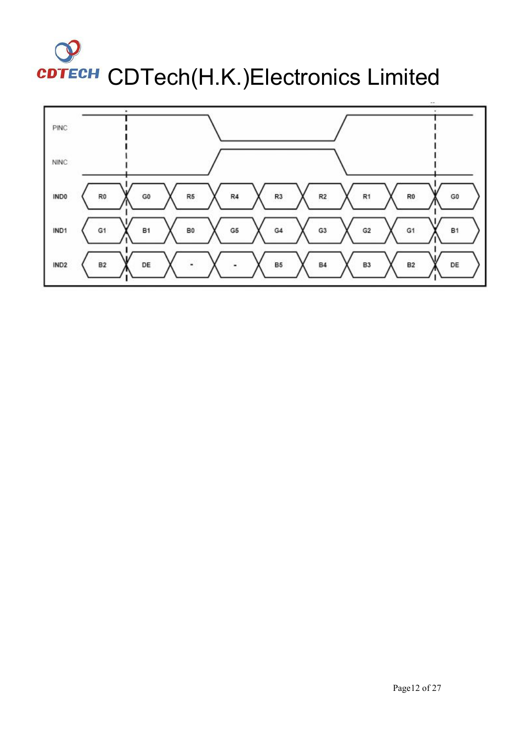| Signal | | | | | | | | | |
|---|---|---|---|---|---|---|---|---|---|
| PINC | | | | | | | | | |
| NINC | | | | | | | | | |
| IND0 | R0 | G0 | R5 | R4 | R3 | R2 | R1 | R0 | G0 |
| IND1 | G1 | B1 | B0 | G5 | G4 | G3 | G2 | G1 | B1 |
| IND2 | B2 | DE | - | - | B5 | B4 | B3 | B2 | DE |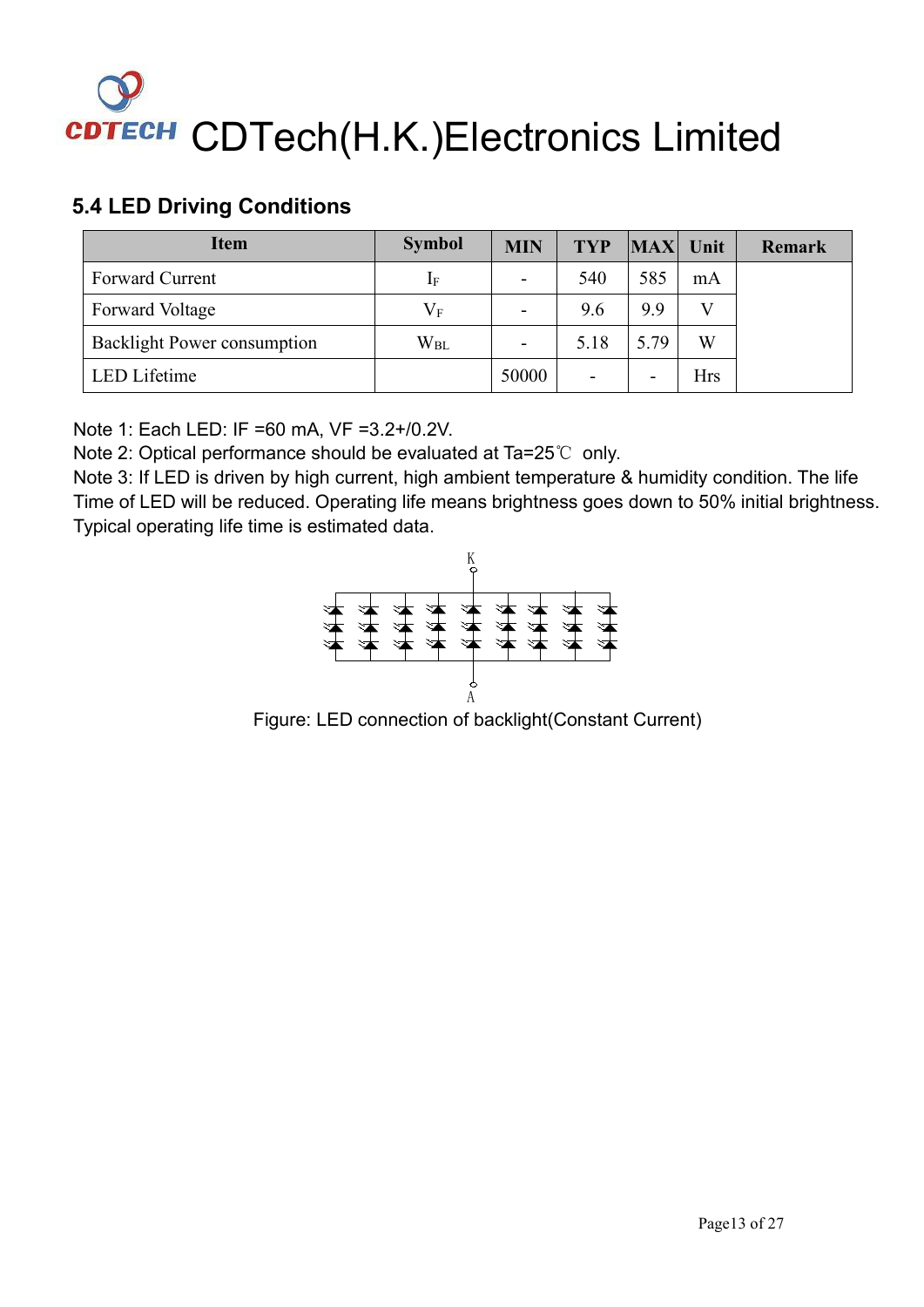## 5.4 LED Driving Conditions

| Item | Symbol | MIN | TYP | MAX | Unit | Remark |
|---|---|---|---|---|---|---|
| Forward Current | $I_F$ | - | 540 | 585 | mA | |
| Forward Voltage | $V_F$ | - | 9.6 | 9.9 | V | |
| Backlight Power consumption | $W_{BL}$ | - | 5.18 | 5.79 | W | |
| LED Lifetime | | 50000 | - | - | Hrs | |

Note 1: Each LED: IF =60 mA, VF =3.2+/0.2V.

Note 2: Optical performance should be evaluated at Ta=25℃ only.

Note 3: If LED is driven by high current, high ambient temperature & humidity condition. The life Time of LED will be reduced. Operating life means brightness goes down to 50% initial brightness. Typical operating life time is estimated data.

Figure: LED connection of backlight(Constant Current)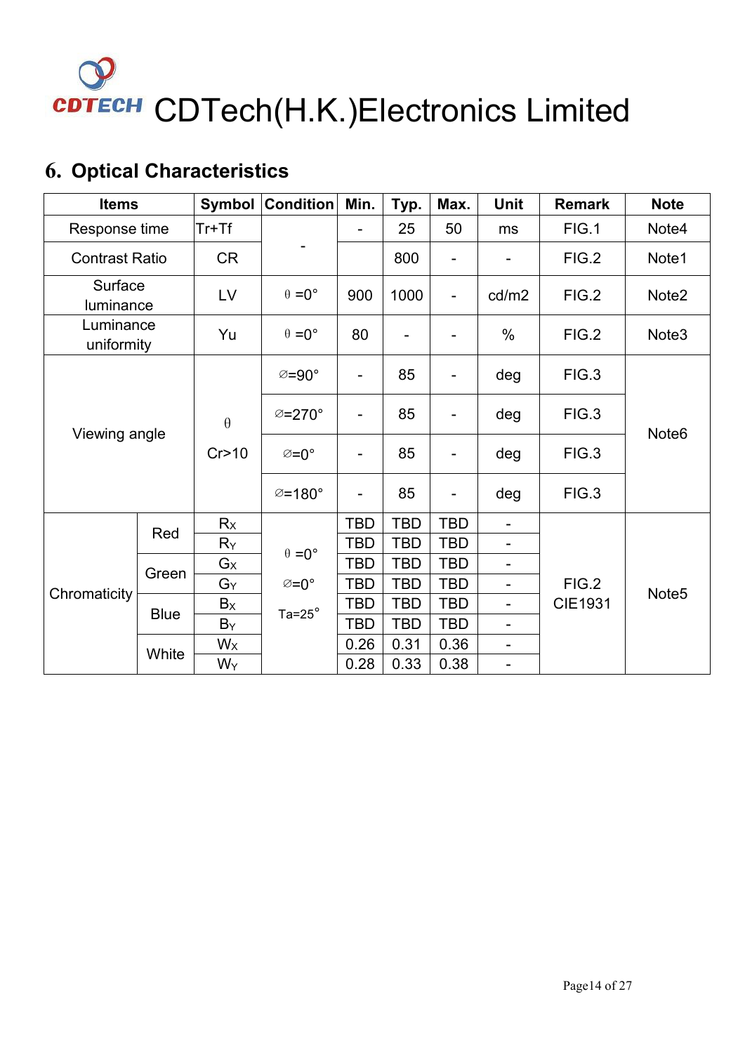# CDTECH CDTech(H.K.)Electronics Limited

## 6. Optical Characteristics

| Items | | Symbol | Condition | Min. | Typ. | Max. | Unit | Remark | Note |
|---|---|---|---|---|---|---|---|---|---|
| Response time | | Tr+Tf | - | - | 25 | 50 | ms | FIG.1 | Note4 |
| Contrast Ratio | | CR | | | 800 | - | - | FIG.2 | Note1 |
| Surface luminance | | LV | θ =0° | 900 | 1000 | - | cd/m2 | FIG.2 | Note2 |
| Luminance uniformity | | Yu | θ =0° | 80 | - | - | % | FIG.2 | Note3 |
| Viewing angle | | θ Cr>10 | ∅=90° | - | 85 | - | deg | FIG.3 | Note6 |
| | | | ∅=270° | - | 85 | - | deg | FIG.3 | |
| | | | ∅=0° | - | 85 | - | deg | FIG.3 | |
| | | | ∅=180° | - | 85 | - | deg | FIG.3 | |
| Chromaticity | Red | $R_X$ | θ =0° ∅=0° Ta=25° | TBD | TBD | TBD | - | FIG.2 CIE1931 | Note5 |
| | | $R_Y$ | | TBD | TBD | TBD | - | | |
| | Green | $G_X$ | | TBD | TBD | TBD | - | | |
| | | $G_Y$ | | TBD | TBD | TBD | - | | |
| | Blue | $B_X$ | | TBD | TBD | TBD | - | | |
| | | $B_Y$ | | TBD | TBD | TBD | - | | |
| | White | $W_X$ | | 0.26 | 0.31 | 0.36 | - | | |
| | | $W_Y$ | | 0.28 | 0.33 | 0.38 | - | | |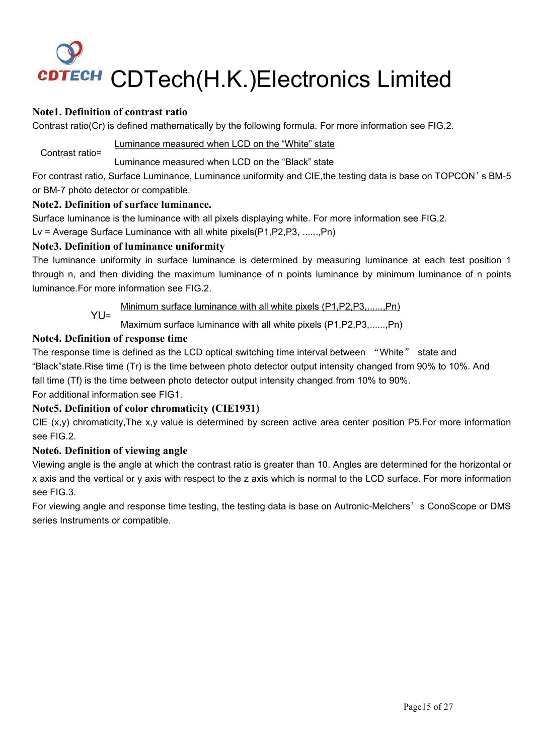### Note1. Definition of contrast ratio

Contrast ratio(Cr) is defined mathematically by the following formula. For more information see FIG.2.

$$\text{Contrast ratio} = \frac{\text{Luminance measured when LCD on the “White” state}}{\text{Luminance measured when LCD on the “Black” state}}$$

For contrast ratio, Surface Luminance, Luminance uniformity and CIE,the testing data is base on TOPCON's BM-5 or BM-7 photo detector or compatible.

### Note2. Definition of surface luminance.

Surface luminance is the luminance with all pixels displaying white. For more information see FIG.2.

Lv = Average Surface Luminance with all white pixels(P1,P2,P3, ......,Pn)

### Note3. Definition of luminance uniformity

The luminance uniformity in surface luminance is determined by measuring luminance at each test position 1 through n, and then dividing the maximum luminance of n points luminance by minimum luminance of n points luminance.For more information see FIG.2.

$$\text{YU} = \frac{\text{Minimum surface luminance with all white pixels (P1,P2,P3,......,Pn)}}{\text{Maximum surface luminance with all white pixels (P1,P2,P3,......,Pn)}}$$

### Note4. Definition of response time

The response time is defined as the LCD optical switching time interval between "White" state and "Black"state.Rise time (Tr) is the time between photo detector output intensity changed from 90% to 10%. And fall time (Tf) is the time between photo detector output intensity changed from 10% to 90%.

For additional information see FIG1.

### Note5. Definition of color chromaticity (CIE1931)

CIE (x,y) chromaticity,The x,y value is determined by screen active area center position P5.For more information see FIG.2.

### Note6. Definition of viewing angle

Viewing angle is the angle at which the contrast ratio is greater than 10. Angles are determined for the horizontal or x axis and the vertical or y axis with respect to the z axis which is normal to the LCD surface. For more information see FIG.3.

For viewing angle and response time testing, the testing data is base on Autronic-Melchers' s ConoScope or DMS series Instruments or compatible.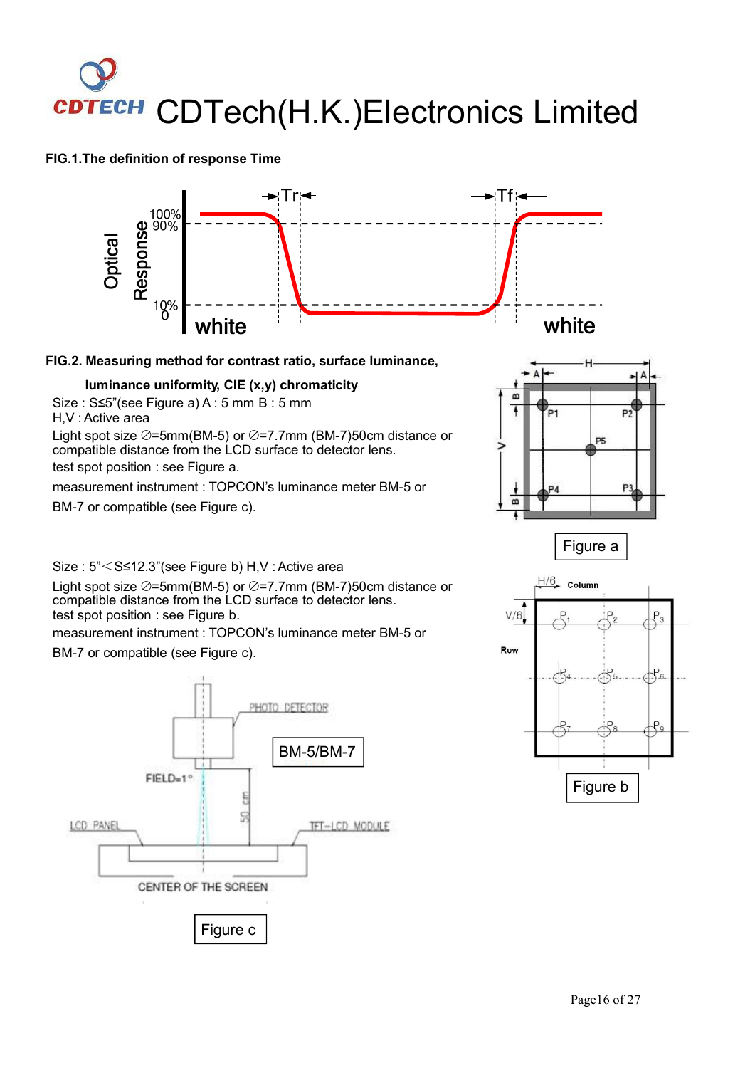**FIG.1.The definition of response Time**

**FIG.2. Measuring method for contrast ratio, surface luminance, luminance uniformity, CIE (x,y) chromaticity**

Size : S≤5"(see Figure a) A : 5 mm B : 5 mm
H,V : Active area
Light spot size ∅=5mm(BM-5) or ∅=7.7mm (BM-7)50cm distance or compatible distance from the LCD surface to detector lens.
test spot position : see Figure a.
measurement instrument : TOPCON's luminance meter BM-5 or BM-7 or compatible (see Figure c).

Figure a

Size : 5"<S≤12.3"(see Figure b) H,V : Active area
Light spot size ∅=5mm(BM-5) or ∅=7.7mm (BM-7)50cm distance or compatible distance from the LCD surface to detector lens.
test spot position : see Figure b.
measurement instrument : TOPCON's luminance meter BM-5 or BM-7 or compatible (see Figure c).

Figure b

Figure c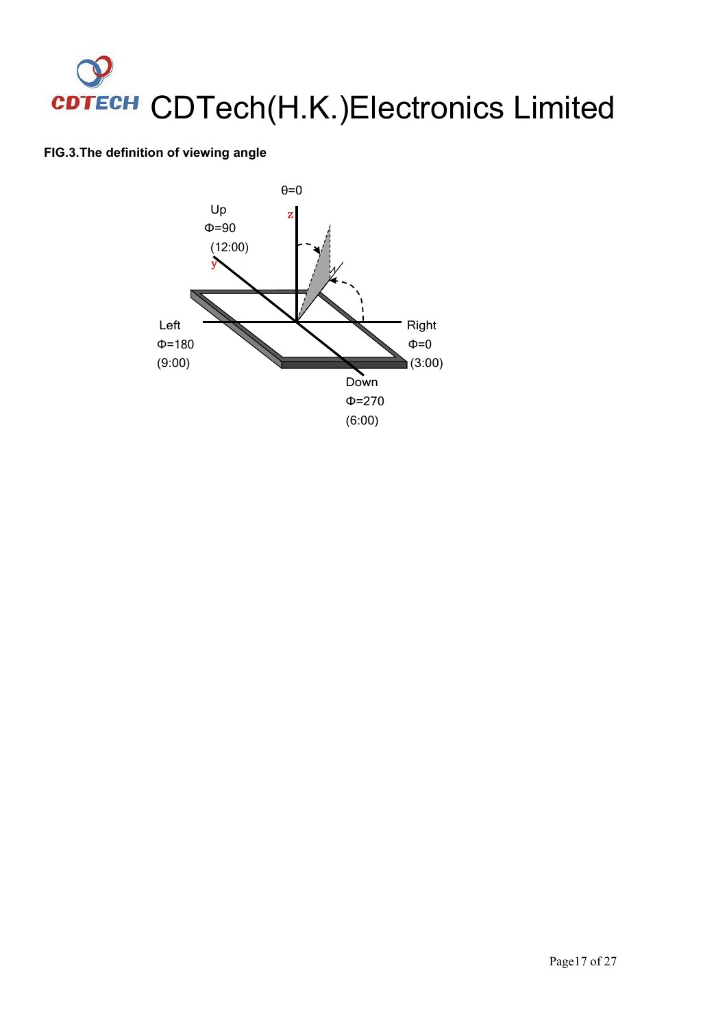**FIG.3.The definition of viewing angle**

θ=0

Up
Φ=90
(12:00)

Left
Φ=180
(9:00)

Right
Φ=0
(3:00)

Down
Φ=270
(6:00)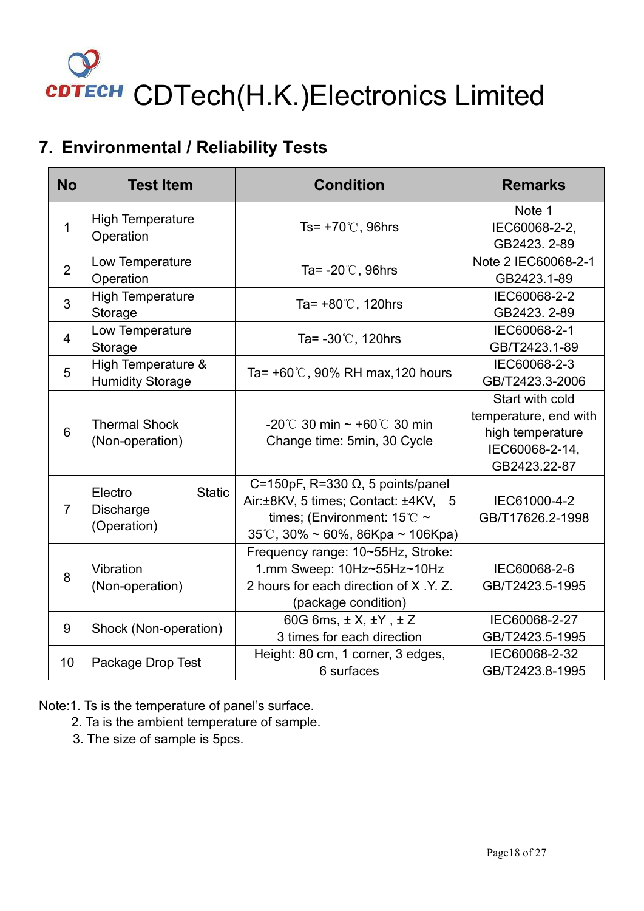CDTECH CDTech(H.K.)Electronics Limited

## 7. Environmental / Reliability Tests

| No | Test Item | Condition | Remarks |
|---|---|---|---|
| 1 | High Temperature Operation | Ts= +70℃, 96hrs | Note 1 IEC60068-2-2, GB2423. 2-89 |
| 2 | Low Temperature Operation | Ta= -20℃, 96hrs | Note 2 IEC60068-2-1 GB2423.1-89 |
| 3 | High Temperature Storage | Ta= +80℃, 120hrs | IEC60068-2-2 GB2423. 2-89 |
| 4 | Low Temperature Storage | Ta= -30℃, 120hrs | IEC60068-2-1 GB/T2423.1-89 |
| 5 | High Temperature & Humidity Storage | Ta= +60℃, 90% RH max,120 hours | IEC60068-2-3 GB/T2423.3-2006 |
| 6 | Thermal Shock (Non-operation) | -20℃ 30 min ~ +60℃ 30 min Change time: 5min, 30 Cycle | Start with cold temperature, end with high temperature IEC60068-2-14, GB2423.22-87 |
| 7 | Electro Static Discharge (Operation) | C=150pF, R=330 Ω, 5 points/panel Air:±8KV, 5 times; Contact: ±4KV, 5 times; (Environment: 15℃ ~ 35℃, 30% ~ 60%, 86Kpa ~ 106Kpa) | IEC61000-4-2 GB/T17626.2-1998 |
| 8 | Vibration (Non-operation) | Frequency range: 10~55Hz, Stroke: 1.mm Sweep: 10Hz~55Hz~10Hz 2 hours for each direction of X .Y. Z. (package condition) | IEC60068-2-6 GB/T2423.5-1995 |
| 9 | Shock (Non-operation) | 60G 6ms, ± X, ±Y , ± Z 3 times for each direction | IEC60068-2-27 GB/T2423.5-1995 |
| 10 | Package Drop Test | Height: 80 cm, 1 corner, 3 edges, 6 surfaces | IEC60068-2-32 GB/T2423.8-1995 |

Note:1. Ts is the temperature of panel's surface.
2. Ta is the ambient temperature of sample.
3. The size of sample is 5pcs.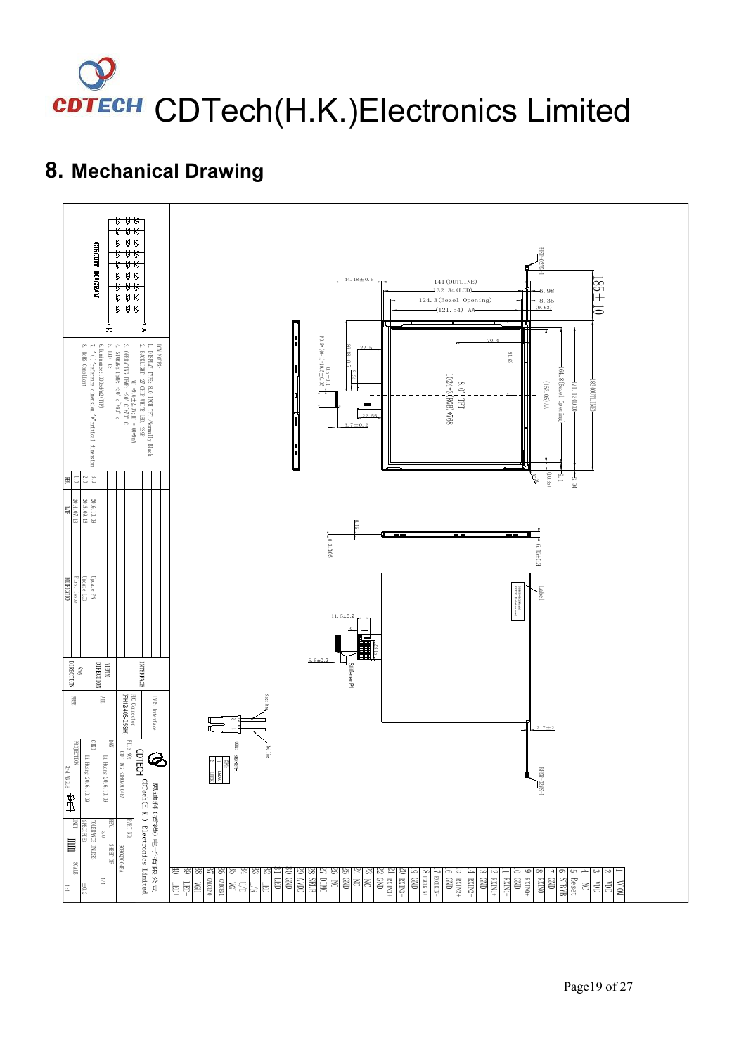# CDTech(H.K.)Electronics Limited

## 8. Mechanical Drawing

LCM NOTES:

1. DISPLAY TYPE: 8.0 INCH TFT /Normally Black
2. BACKLIGHT: 27 CHIP WHITE LED, 3S9P
   VF =9.6±0.6V,IF = 60mA
3. OPERATING TEMP: -20°C ~70°C
4. STORAGE TEMP: -30°C ~80°C
5. LCD IC:
6. Luminance:1000cd/m2(TYP)
7. "( )"reference dimension, "*"critical dimension
8. RoHS Compliant

| REV | DATE | MODIFICATION |
|---|---|---|
| 1.0 | 2014.07.13 | First issue |
| 2.0 | 2015.09.16 | Update LCD |
| 3.0 | 2016.10.09 | Update PN |

| | |
|---|---|
| INTERFACE | LVDS Interface |
| | FPC Connector (FH12-40S-0.5SH) |
| VIEWING DIRECTION | ALL |
| Gray DIRECTION | FREE |

| | |
|---|---|
| FILE NO. | CDT-DWG-S080QXQ0AEB |
| PART NO. | S080QXQ0AEB |
| DRW | Li Huang 2016.10.09 |
| CHKD | Li Huang 2016.10.09 |
| REV. | 3.0 |
| SHEET OF | 1/1 |
| PROJECTION | 3rd ANGLE |
| UNIT | mm |
| TOLERANCE UNLESS SPECIFIED | ±0.2 |
| SCALE | 1:1 |

CDTECH 超迪科（香港）电子有限公司 CDTech(H.K.) Electronics Limited.

| Pin | Signal |
|---|---|
| 1 | VCOM |
| 2 | VDD |
| 3 | VDD |
| 4 | NC |
| 5 | Reset |
| 6 | STBYB |
| 7 | GND |
| 8 | RXIN0- |
| 9 | RXIN0+ |
| 10 | GND |
| 11 | RXIN1- |
| 12 | RXIN1+ |
| 13 | GND |
| 14 | RXIN2- |
| 15 | RXIN2+ |
| 16 | GND |
| 17 | RXCLKIN- |
| 18 | RXCLKIN+ |
| 19 | GND |
| 20 | RXIN3- |
| 21 | RXIN3+ |
| 22 | GND |
| 23 | NC |
| 24 | NC |
| 25 | GND |
| 26 | NC |
| 27 | DIMO |
| 28 | SELB |
| 29 | AVDD |
| 30 | GND |
| 31 | LED- |
| 32 | LED- |
| 33 | L/R |
| 34 | U/D |
| 35 | VGL |
| 36 | CABCEN1 |
| 37 | CABCEN0 |
| 38 | VGH |
| 39 | LED+ |
| 40 | LED+ |

Dimensions: 185±10; 141 (OUTLINE); 132.34 (LCD); 124.3 (Bezel Opening); (121.54) AA; 44.18±0.5; 6.98; 8.35; (9.63); 70.4; 22.5; 22.55; 3.7±0.2; 8.0" TFT 1024*3(RGB)*768; 83 (OUTLINE); 71.12 (LCD); 64.8 (Bezel Opening); (62.05) AA; 3.94; 5.1; (10.36); 6.15±0.3; 2.7±2; 11.5±0.2; 5.5±0.2; Stiffener:PI; Label; Red line; Black line; BHSR-02VS-1

CIRCUIT DIAGRAM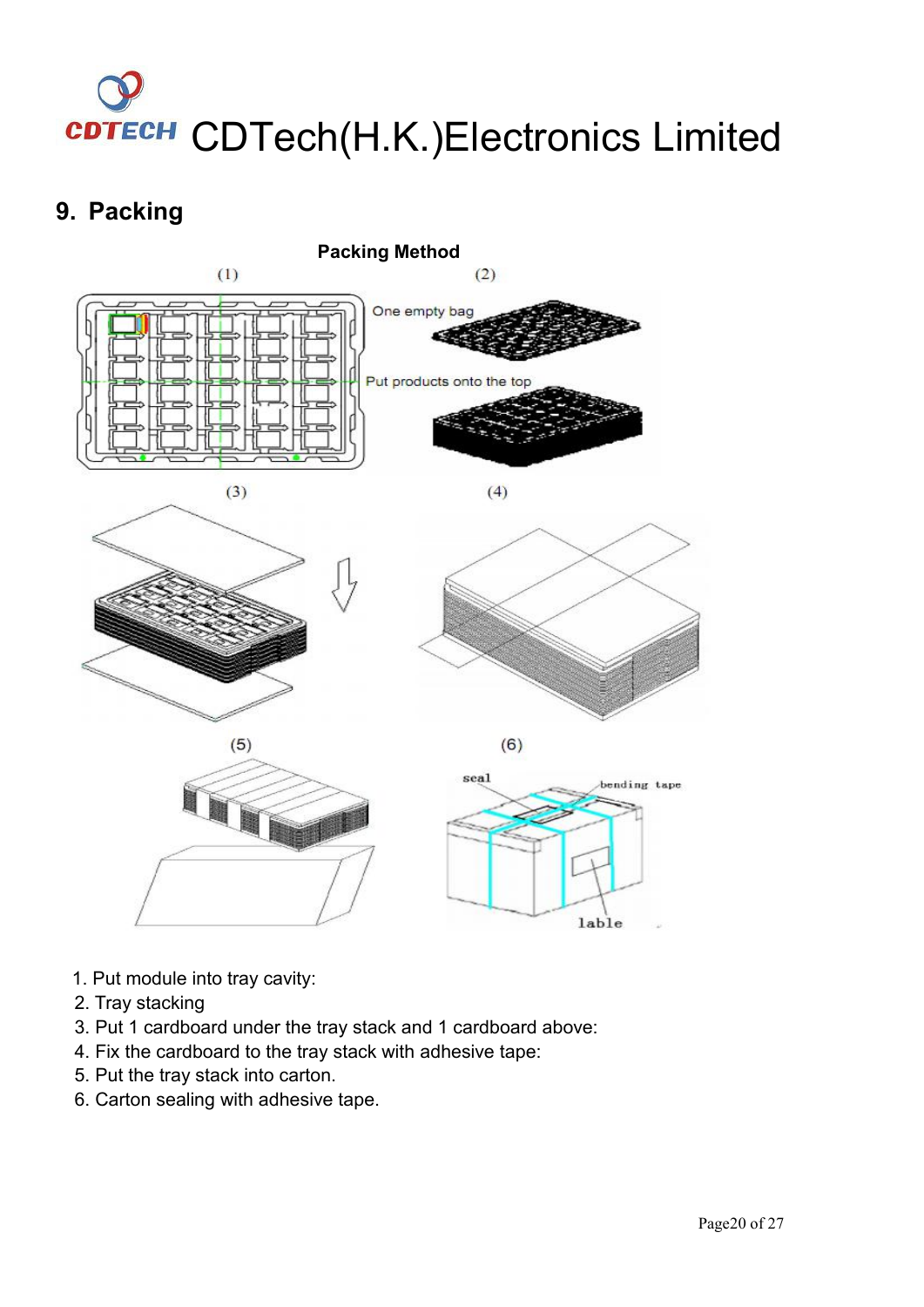## 9. Packing

**Packing Method**

1. Put module into tray cavity:
2. Tray stacking
3. Put 1 cardboard under the tray stack and 1 cardboard above:
4. Fix the cardboard to the tray stack with adhesive tape:
5. Put the tray stack into carton.
6. Carton sealing with adhesive tape.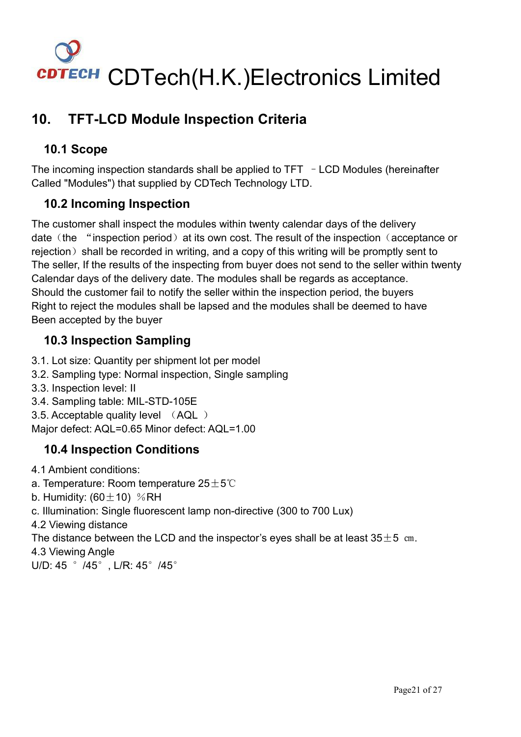CDTech(H.K.)Electronics Limited

# 10. TFT-LCD Module Inspection Criteria

## 10.1 Scope

The incoming inspection standards shall be applied to TFT －LCD Modules (hereinafter Called "Modules") that supplied by CDTech Technology LTD.

## 10.2 Incoming Inspection

The customer shall inspect the modules within twenty calendar days of the delivery date（the “inspection period）at its own cost. The result of the inspection（acceptance or rejection）shall be recorded in writing, and a copy of this writing will be promptly sent to The seller, If the results of the inspecting from buyer does not send to the seller within twenty Calendar days of the delivery date. The modules shall be regards as acceptance. Should the customer fail to notify the seller within the inspection period, the buyers Right to reject the modules shall be lapsed and the modules shall be deemed to have Been accepted by the buyer

## 10.3 Inspection Sampling

3.1. Lot size: Quantity per shipment lot per model
3.2. Sampling type: Normal inspection, Single sampling
3.3. Inspection level: II
3.4. Sampling table: MIL-STD-105E
3.5. Acceptable quality level （AQL ）
Major defect: AQL=0.65 Minor defect: AQL=1.00

## 10.4 Inspection Conditions

4.1 Ambient conditions:
a. Temperature: Room temperature 25±5℃
b. Humidity: (60±10) ％RH
c. Illumination: Single fluorescent lamp non-directive (300 to 700 Lux)
4.2 Viewing distance
The distance between the LCD and the inspector’s eyes shall be at least 35±5 ㎝.
4.3 Viewing Angle
U/D: 45 ° /45° , L/R: 45° /45°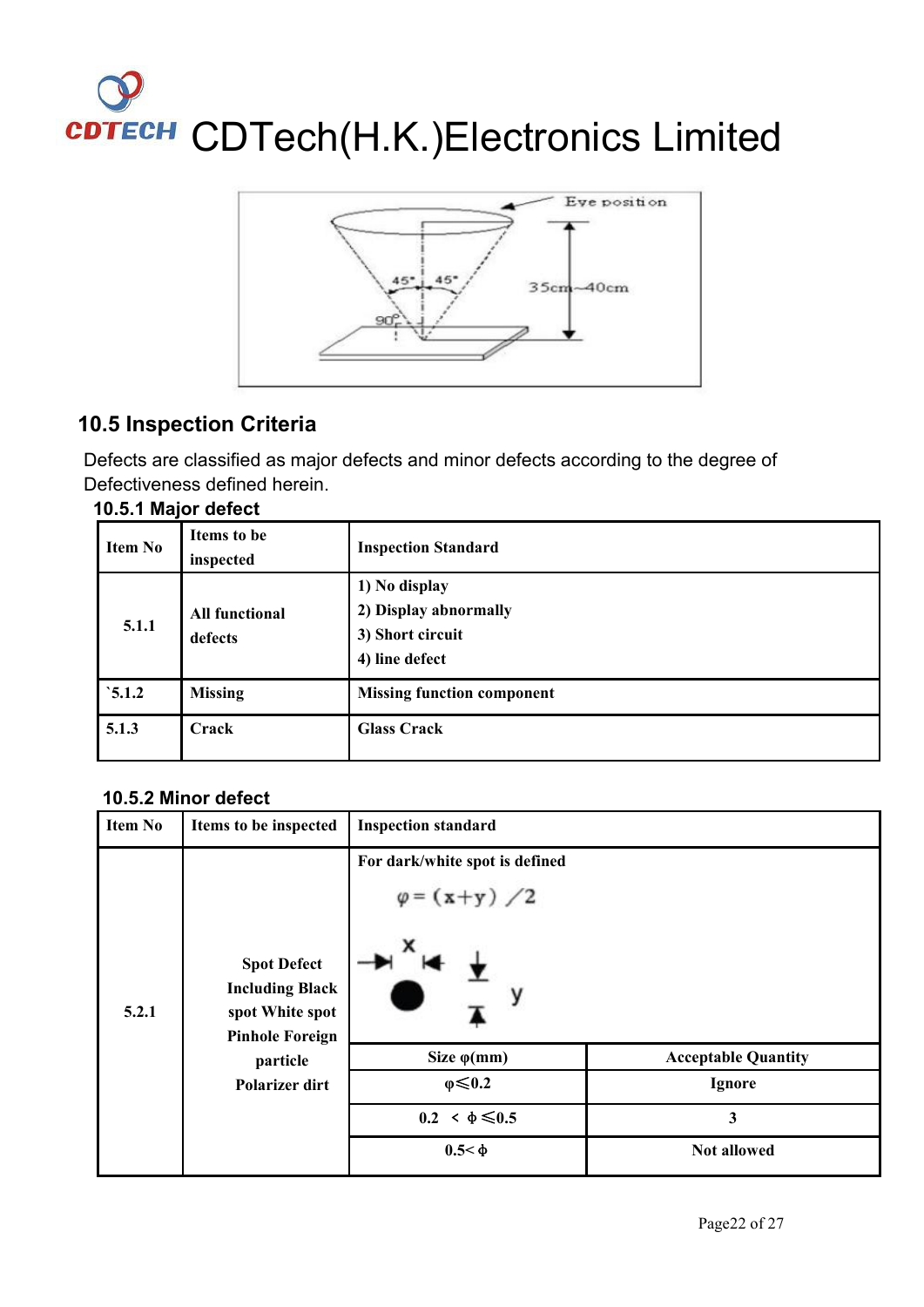Eye position

45° 45°

90°

35cm~40cm

## 10.5 Inspection Criteria

Defects are classified as major defects and minor defects according to the degree of Defectiveness defined herein.

### 10.5.1 Major defect

| Item No | Items to be inspected | Inspection Standard |
|---|---|---|
| 5.1.1 | All functional defects | 1) No display<br>2) Display abnormally<br>3) Short circuit<br>4) line defect |
| `5.1.2 | Missing | Missing function component |
| 5.1.3 | Crack | Glass Crack |

### 10.5.2 Minor defect

| Item No | Items to be inspected | Inspection standard | |
|---|---|---|---|
| 5.2.1 | Spot Defect Including Black spot White spot Pinhole Foreign particle Polarizer dirt | For dark/white spot is defined<br>$\varphi = (x+y)/2$ | |
| | | Size φ(mm) | Acceptable Quantity |
| | | $\varphi \leqslant 0.2$ | Ignore |
| | | $0.2 < \phi \leqslant 0.5$ | 3 |
| | | $0.5 < \phi$ | Not allowed |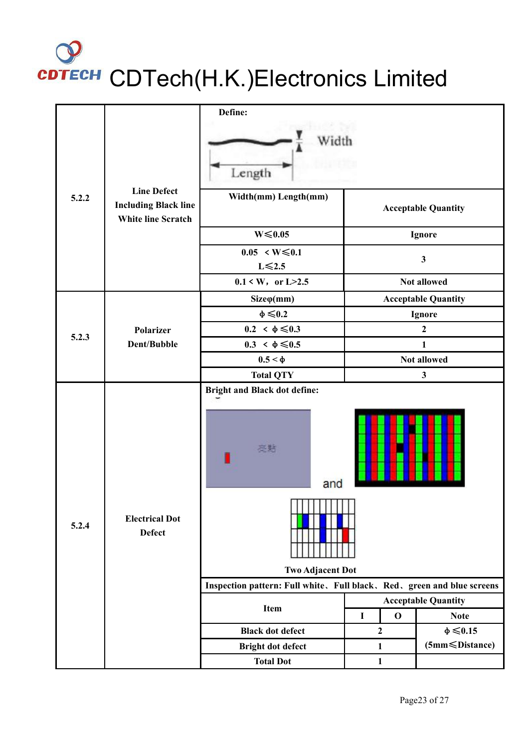# CDTech(H.K.)Electronics Limited

| No. | Item | Criteria | | | |
|---|---|---|---|---|---|
| 5.2.2 | Line Defect Including Black line White line Scratch | Define: Width / Length | | | |
| | | Width(mm) Length(mm) | Acceptable Quantity | | |
| | | W≤0.05 | Ignore | | |
| | | 0.05 < W≤0.1 L≤2.5 | 3 | | |
| | | 0.1 < W, or L>2.5 | Not allowed | | |
| 5.2.3 | Polarizer Dent/Bubble | Sizeφ(mm) | Acceptable Quantity | | |
| | | ϕ≤0.2 | Ignore | | |
| | | 0.2 < ϕ≤0.3 | 2 | | |
| | | 0.3 < ϕ≤0.5 | 1 | | |
| | | 0.5 < ϕ | Not allowed | | |
| | | Total QTY | 3 | | |
| 5.2.4 | Electrical Dot Defect | Bright and Black dot define: 亮點 and Two Adjacent Dot | | | |
| | | Inspection pattern: Full white、Full black、Red、green and blue screens | | | |
| | | Item | Acceptable Quantity | | |
| | | | I | O | Note |
| | | Black dot defect | 2 | | ϕ≤0.15 (5mm≤Distance) |
| | | Bright dot defect | 1 | | |
| | | Total Dot | 1 | | |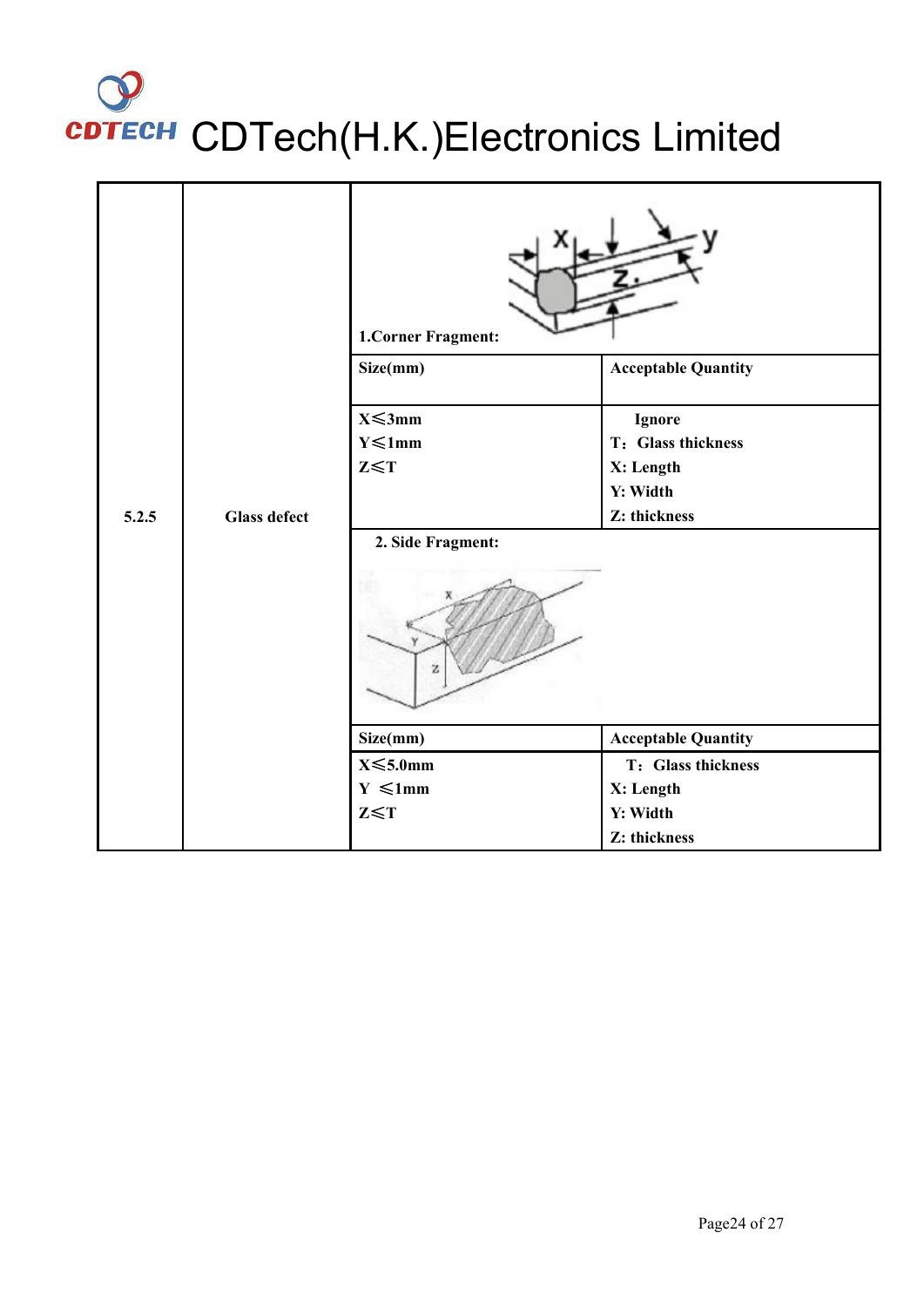| | | | |
|---|---|---|---|
| 5.2.5 | Glass defect | **1.Corner Fragment:** | |
| | | **Size(mm)** | **Acceptable Quantity** |
| | | **X≤3mm**<br>**Y≤1mm**<br>**Z≤T** | **Ignore**<br>**T：Glass thickness**<br>**X: Length**<br>**Y: Width**<br>**Z: thickness** |
| | | **2. Side Fragment:** | |
| | | **Size(mm)** | **Acceptable Quantity** |
| | | **X≤5.0mm**<br>**Y ≤1mm**<br>**Z≤T** | **T：Glass thickness**<br>**X: Length**<br>**Y: Width**<br>**Z: thickness** |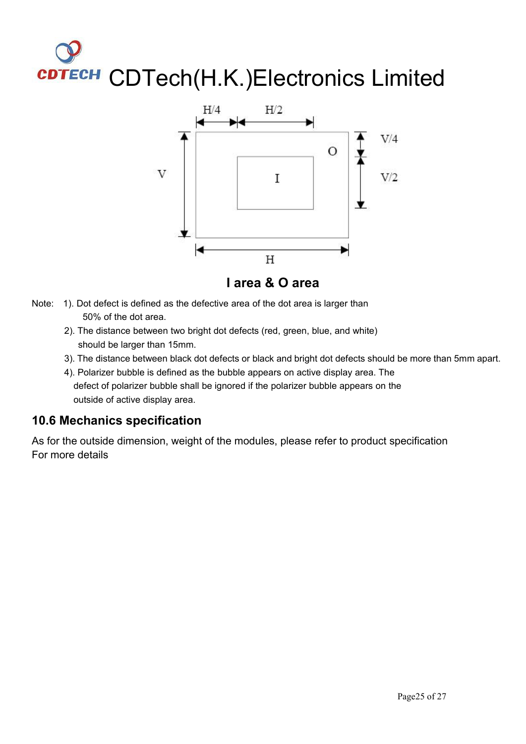H/4 H/2

V/4

V/2

V H

I O

**I area & O area**

Note: 1). Dot defect is defined as the defective area of the dot area is larger than 50% of the dot area.

2). The distance between two bright dot defects (red, green, blue, and white) should be larger than 15mm.

3). The distance between black dot defects or black and bright dot defects should be more than 5mm apart.

4). Polarizer bubble is defined as the bubble appears on active display area. The defect of polarizer bubble shall be ignored if the polarizer bubble appears on the outside of active display area.

## 10.6 Mechanics specification

As for the outside dimension, weight of the modules, please refer to product specification
For more details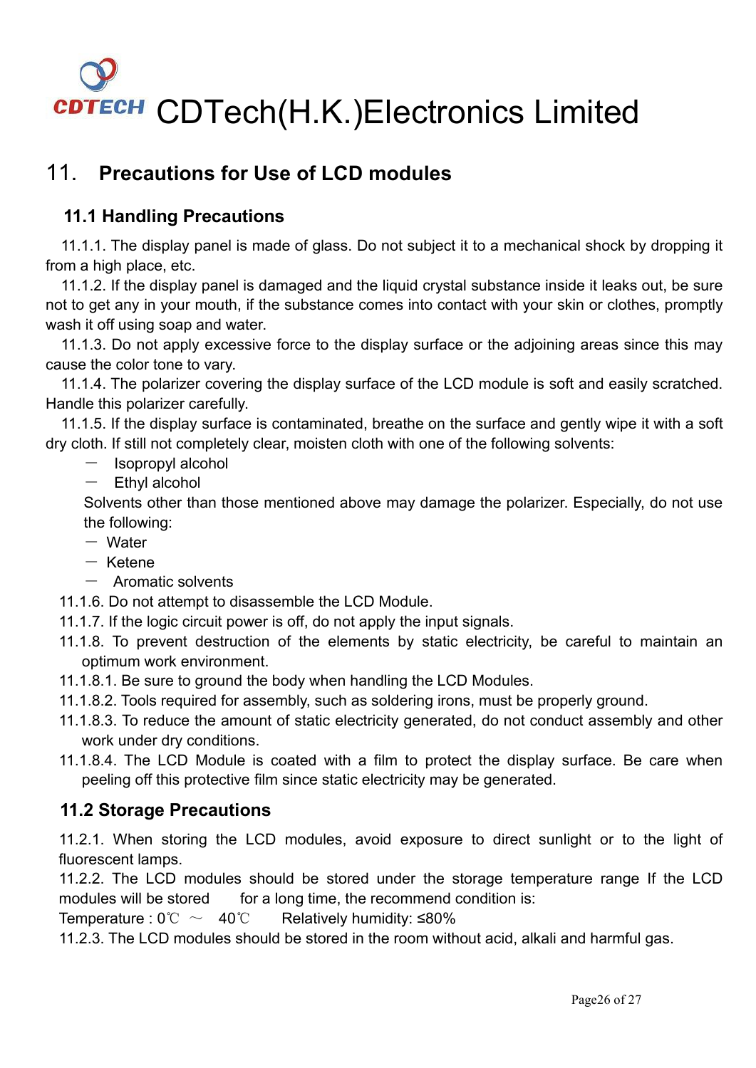CDTech(H.K.)Electronics Limited

# 11. Precautions for Use of LCD modules

## 11.1 Handling Precautions

11.1.1. The display panel is made of glass. Do not subject it to a mechanical shock by dropping it from a high place, etc.

11.1.2. If the display panel is damaged and the liquid crystal substance inside it leaks out, be sure not to get any in your mouth, if the substance comes into contact with your skin or clothes, promptly wash it off using soap and water.

11.1.3. Do not apply excessive force to the display surface or the adjoining areas since this may cause the color tone to vary.

11.1.4. The polarizer covering the display surface of the LCD module is soft and easily scratched. Handle this polarizer carefully.

11.1.5. If the display surface is contaminated, breathe on the surface and gently wipe it with a soft dry cloth. If still not completely clear, moisten cloth with one of the following solvents:

- Isopropyl alcohol
- Ethyl alcohol

Solvents other than those mentioned above may damage the polarizer. Especially, do not use the following:

- Water
- Ketene
- Aromatic solvents

11.1.6. Do not attempt to disassemble the LCD Module.

11.1.7. If the logic circuit power is off, do not apply the input signals.

11.1.8. To prevent destruction of the elements by static electricity, be careful to maintain an optimum work environment.

11.1.8.1. Be sure to ground the body when handling the LCD Modules.

11.1.8.2. Tools required for assembly, such as soldering irons, must be properly ground.

11.1.8.3. To reduce the amount of static electricity generated, do not conduct assembly and other work under dry conditions.

11.1.8.4. The LCD Module is coated with a film to protect the display surface. Be care when peeling off this protective film since static electricity may be generated.

## 11.2 Storage Precautions

11.2.1. When storing the LCD modules, avoid exposure to direct sunlight or to the light of fluorescent lamps.

11.2.2. The LCD modules should be stored under the storage temperature range If the LCD modules will be stored for a long time, the recommend condition is:

Temperature : 0℃ ～ 40℃ Relatively humidity: ≤80%

11.2.3. The LCD modules should be stored in the room without acid, alkali and harmful gas.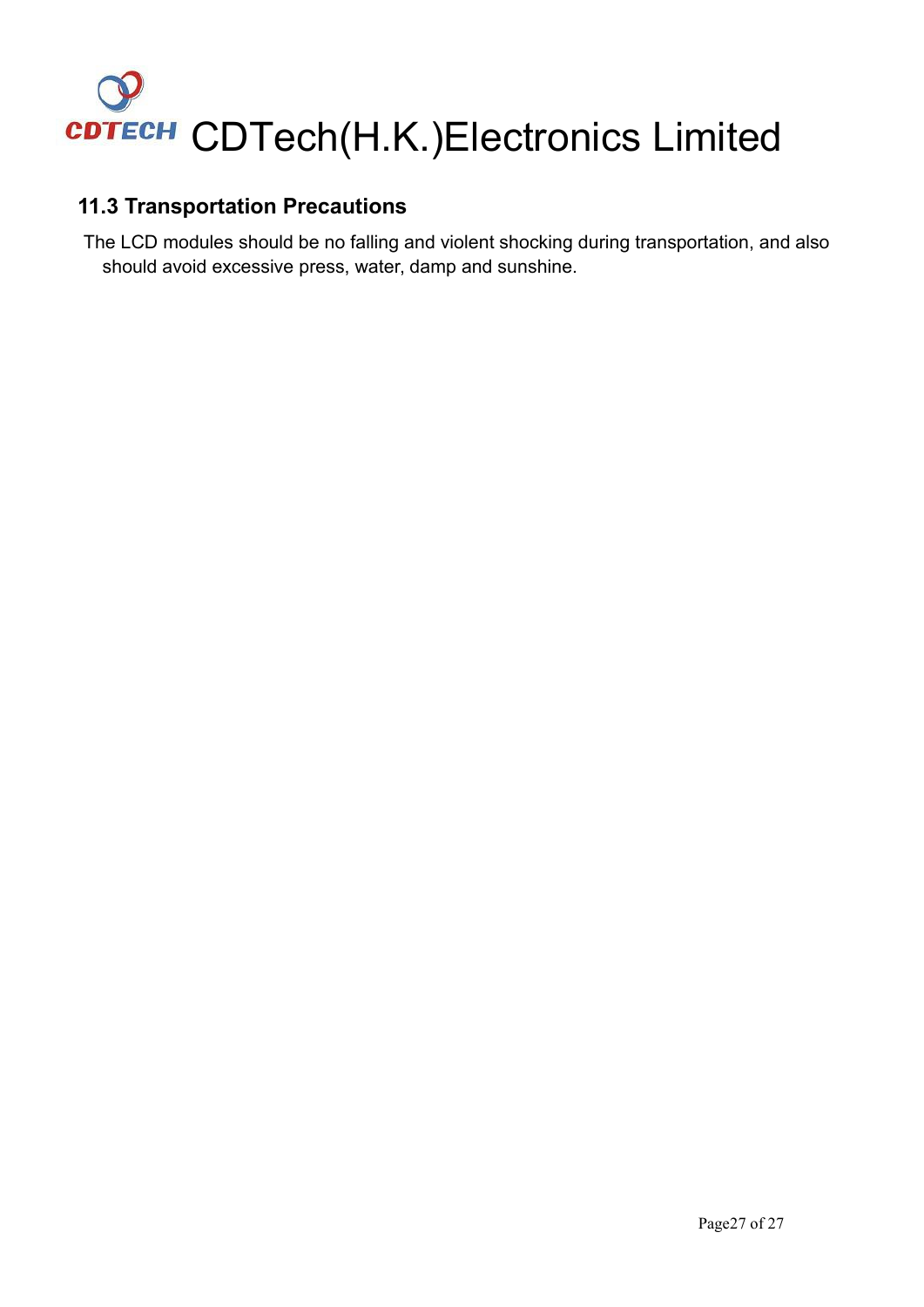### 11.3 Transportation Precautions

The LCD modules should be no falling and violent shocking during transportation, and also should avoid excessive press, water, damp and sunshine.